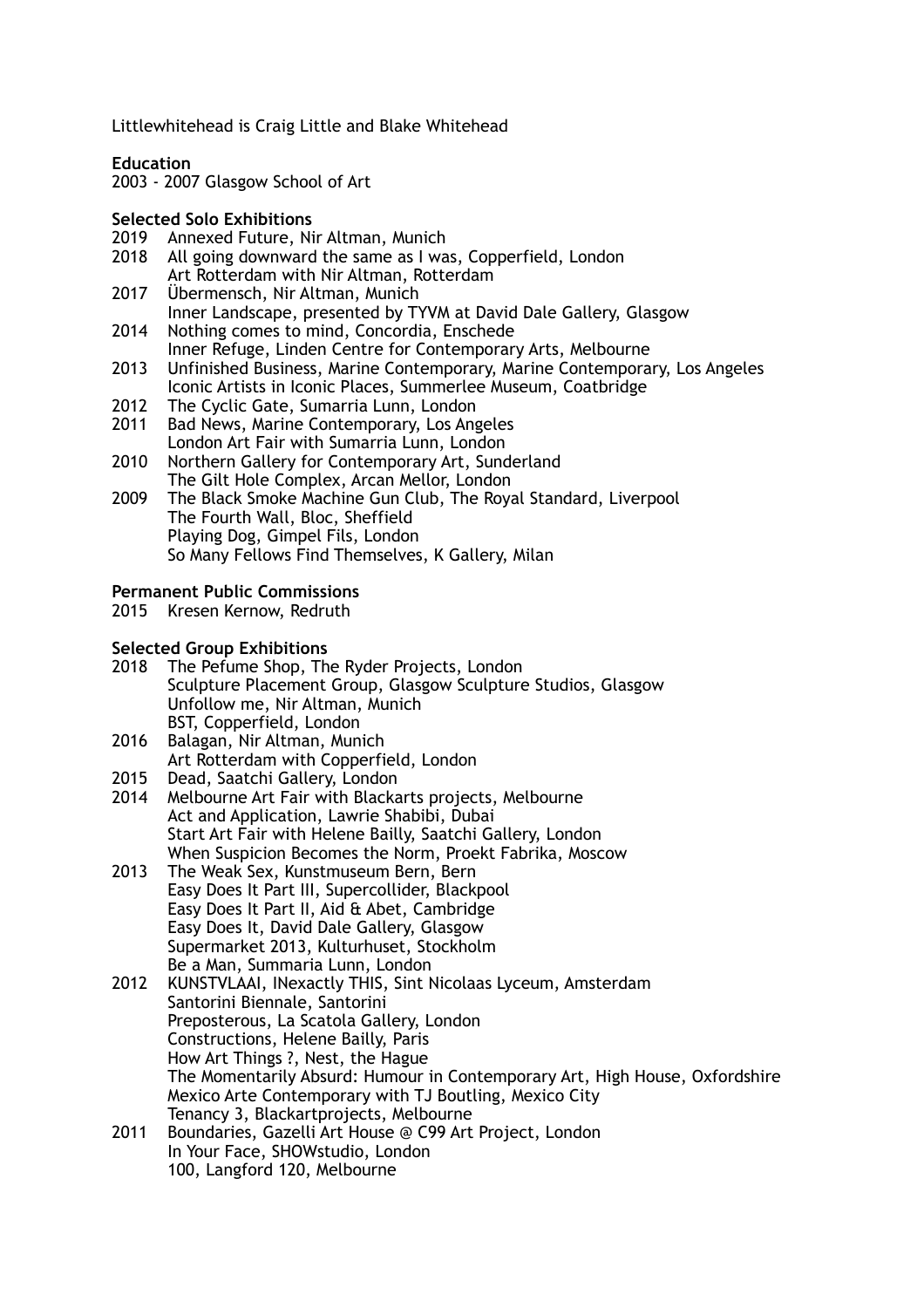Littlewhitehead is Craig Little and Blake Whitehead

**Education**
2003 - 2007 Glasgow School of Art

**Selected Solo Exhibitions**

2019 Annexed Future, Nir Altman, Munich
2018 All going downward the same as I was, Copperfield, London
Art Rotterdam with Nir Altman, Rotterdam
2017 Übermensch, Nir Altman, Munich
Inner Landscape, presented by TYVM at David Dale Gallery, Glasgow
2014 Nothing comes to mind, Concordia, Enschede
Inner Refuge, Linden Centre for Contemporary Arts, Melbourne
2013 Unfinished Business, Marine Contemporary, Marine Contemporary, Los Angeles
Iconic Artists in Iconic Places, Summerlee Museum, Coatbridge
2012 The Cyclic Gate, Sumarria Lunn, London
2011 Bad News, Marine Contemporary, Los Angeles
London Art Fair with Sumarria Lunn, London
2010 Northern Gallery for Contemporary Art, Sunderland
The Gilt Hole Complex, Arcan Mellor, London
2009 The Black Smoke Machine Gun Club, The Royal Standard, Liverpool
The Fourth Wall, Bloc, Sheffield
Playing Dog, Gimpel Fils, London
So Many Fellows Find Themselves, K Gallery, Milan

**Permanent Public Commissions**

2015 Kresen Kernow, Redruth

**Selected Group Exhibitions**

2018 The Pefume Shop, The Ryder Projects, London
Sculpture Placement Group, Glasgow Sculpture Studios, Glasgow
Unfollow me, Nir Altman, Munich
BST, Copperfield, London
2016 Balagan, Nir Altman, Munich
Art Rotterdam with Copperfield, London
2015 Dead, Saatchi Gallery, London
2014 Melbourne Art Fair with Blackarts projects, Melbourne
Act and Application, Lawrie Shabibi, Dubai
Start Art Fair with Helene Bailly, Saatchi Gallery, London
When Suspicion Becomes the Norm, Proekt Fabrika, Moscow
2013 The Weak Sex, Kunstmuseum Bern, Bern
Easy Does It Part III, Supercollider, Blackpool
Easy Does It Part II, Aid & Abet, Cambridge
Easy Does It, David Dale Gallery, Glasgow
Supermarket 2013, Kulturhuset, Stockholm
Be a Man, Summaria Lunn, London
2012 KUNSTVLAAI, INexactly THIS, Sint Nicolaas Lyceum, Amsterdam
Santorini Biennale, Santorini
Preposterous, La Scatola Gallery, London
Constructions, Helene Bailly, Paris
How Art Things ?, Nest, the Hague
The Momentarily Absurd: Humour in Contemporary Art, High House, Oxfordshire
Mexico Arte Contemporary with TJ Boutling, Mexico City
Tenancy 3, Blackartprojects, Melbourne
2011 Boundaries, Gazelli Art House @ C99 Art Project, London
In Your Face, SHOWstudio, London
100, Langford 120, Melbourne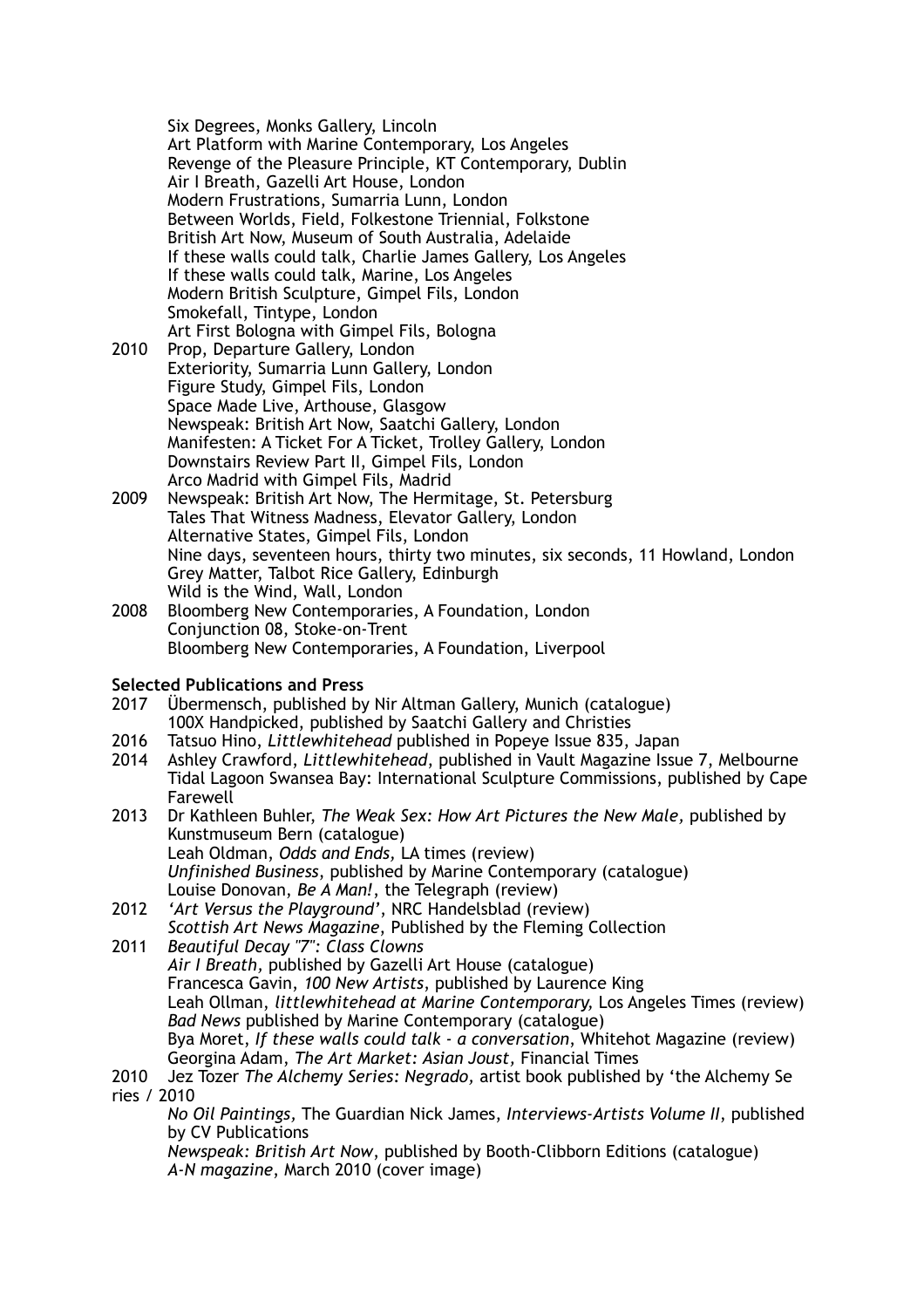Six Degrees, Monks Gallery, Lincoln
Art Platform with Marine Contemporary, Los Angeles
Revenge of the Pleasure Principle, KT Contemporary, Dublin
Air I Breath, Gazelli Art House, London
Modern Frustrations, Sumarria Lunn, London
Between Worlds, Field, Folkestone Triennial, Folkstone
British Art Now, Museum of South Australia, Adelaide
If these walls could talk, Charlie James Gallery, Los Angeles
If these walls could talk, Marine, Los Angeles
Modern British Sculpture, Gimpel Fils, London
Smokefall, Tintype, London
Art First Bologna with Gimpel Fils, Bologna

2010 Prop, Departure Gallery, London
Exteriority, Sumarria Lunn Gallery, London
Figure Study, Gimpel Fils, London
Space Made Live, Arthouse, Glasgow
Newspeak: British Art Now, Saatchi Gallery, London
Manifesten: A Ticket For A Ticket, Trolley Gallery, London
Downstairs Review Part II, Gimpel Fils, London
Arco Madrid with Gimpel Fils, Madrid

2009 Newspeak: British Art Now, The Hermitage, St. Petersburg
Tales That Witness Madness, Elevator Gallery, London
Alternative States, Gimpel Fils, London
Nine days, seventeen hours, thirty two minutes, six seconds, 11 Howland, London
Grey Matter, Talbot Rice Gallery, Edinburgh
Wild is the Wind, Wall, London

2008 Bloomberg New Contemporaries, A Foundation, London
Conjunction 08, Stoke-on-Trent
Bloomberg New Contemporaries, A Foundation, Liverpool

**Selected Publications and Press**

2017 Übermensch, published by Nir Altman Gallery, Munich (catalogue)
100X Handpicked, published by Saatchi Gallery and Christies

2016 Tatsuo Hino, *Littlewhitehead* published in Popeye Issue 835, Japan

2014 Ashley Crawford, *Littlewhitehead*, published in Vault Magazine Issue 7, Melbourne
Tidal Lagoon Swansea Bay: International Sculpture Commissions, published by Cape Farewell

2013 Dr Kathleen Buhler, *The Weak Sex: How Art Pictures the New Male,* published by Kunstmuseum Bern (catalogue)
Leah Oldman, *Odds and Ends,* LA times (review)
*Unfinished Business*, published by Marine Contemporary (catalogue)
Louise Donovan, *Be A Man!*, the Telegraph (review)

2012 *'Art Versus the Playground'*, NRC Handelsblad (review)
*Scottish Art News Magazine*, Published by the Fleming Collection

2011 *Beautiful Decay "7": Class Clowns*
*Air I Breath,* published by Gazelli Art House (catalogue)
Francesca Gavin, *100 New Artists*, published by Laurence King
Leah Ollman, *littlewhitehead at Marine Contemporary,* Los Angeles Times (review)
*Bad News* published by Marine Contemporary (catalogue)
Bya Moret, *If these walls could talk - a conversation*, Whitehot Magazine (review)
Georgina Adam, *The Art Market: Asian Joust,* Financial Times

2010 Jez Tozer *The Alchemy Series: Negrado,* artist book published by 'the Alchemy Series / 2010
*No Oil Paintings,* The Guardian Nick James, *Interviews-Artists Volume II*, published by CV Publications
*Newspeak: British Art Now*, published by Booth-Clibborn Editions (catalogue)
*A-N magazine*, March 2010 (cover image)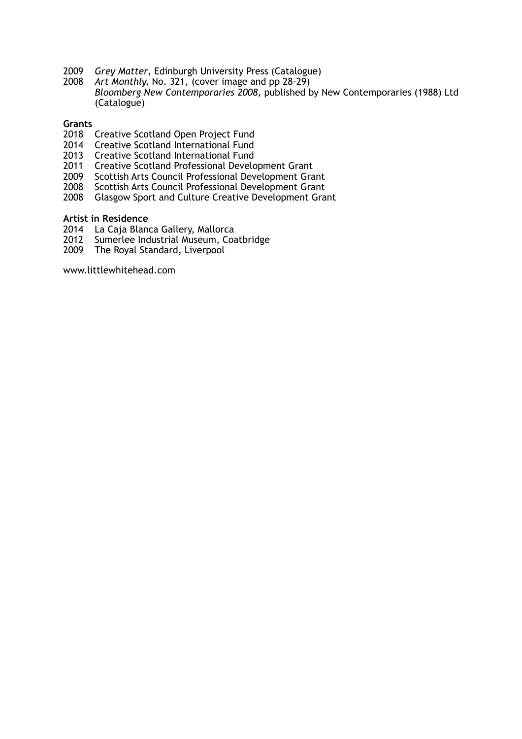2009 *Grey Matter*, Edinburgh University Press (Catalogue)
2008 *Art Monthly,* No. 321, (cover image and pp 28-29)
*Bloomberg New Contemporaries 2008,* published by New Contemporaries (1988) Ltd (Catalogue)

**Grants**

2018 Creative Scotland Open Project Fund
2014 Creative Scotland International Fund
2013 Creative Scotland International Fund
2011 Creative Scotland Professional Development Grant
2009 Scottish Arts Council Professional Development Grant
2008 Scottish Arts Council Professional Development Grant
2008 Glasgow Sport and Culture Creative Development Grant

**Artist in Residence**

2014 La Caja Blanca Gallery, Mallorca
2012 Sumerlee Industrial Museum, Coatbridge
2009 The Royal Standard, Liverpool

www.littlewhitehead.com